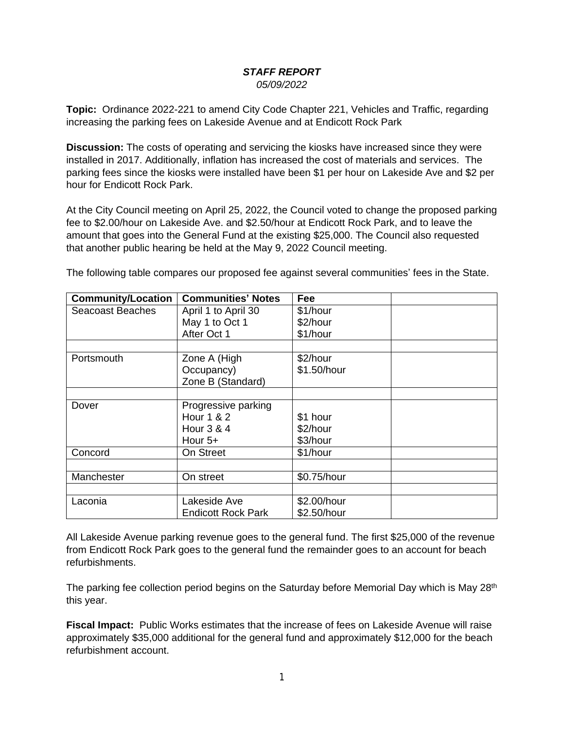***STAFF REPORT***

*05/09/2022*

**Topic:** Ordinance 2022-221 to amend City Code Chapter 221, Vehicles and Traffic, regarding increasing the parking fees on Lakeside Avenue and at Endicott Rock Park

**Discussion:** The costs of operating and servicing the kiosks have increased since they were installed in 2017. Additionally, inflation has increased the cost of materials and services. The parking fees since the kiosks were installed have been $1 per hour on Lakeside Ave and $2 per hour for Endicott Rock Park.

At the City Council meeting on April 25, 2022, the Council voted to change the proposed parking fee to $2.00/hour on Lakeside Ave. and $2.50/hour at Endicott Rock Park, and to leave the amount that goes into the General Fund at the existing $25,000. The Council also requested that another public hearing be held at the May 9, 2022 Council meeting.

The following table compares our proposed fee against several communities' fees in the State.

| Community/Location | Communities' Notes | Fee | |
|---|---|---|---|
| Seacoast Beaches | April 1 to April 30<br>May 1 to Oct 1<br>After Oct 1 | $1/hour<br>$2/hour<br>$1/hour | |
| | | | |
| Portsmouth | Zone A (High Occupancy)<br>Zone B (Standard) | $2/hour<br>$1.50/hour | |
| | | | |
| Dover | Progressive parking<br>Hour 1 & 2<br>Hour 3 & 4<br>Hour 5+ | <br>$1 hour<br>$2/hour<br>$3/hour | |
| Concord | On Street | $1/hour | |
| | | | |
| Manchester | On street | $0.75/hour | |
| | | | |
| Laconia | Lakeside Ave<br>Endicott Rock Park | $2.00/hour<br>$2.50/hour | |

All Lakeside Avenue parking revenue goes to the general fund. The first $25,000 of the revenue from Endicott Rock Park goes to the general fund the remainder goes to an account for beach refurbishments.

The parking fee collection period begins on the Saturday before Memorial Day which is May 28th this year.

**Fiscal Impact:** Public Works estimates that the increase of fees on Lakeside Avenue will raise approximately $35,000 additional for the general fund and approximately $12,000 for the beach refurbishment account.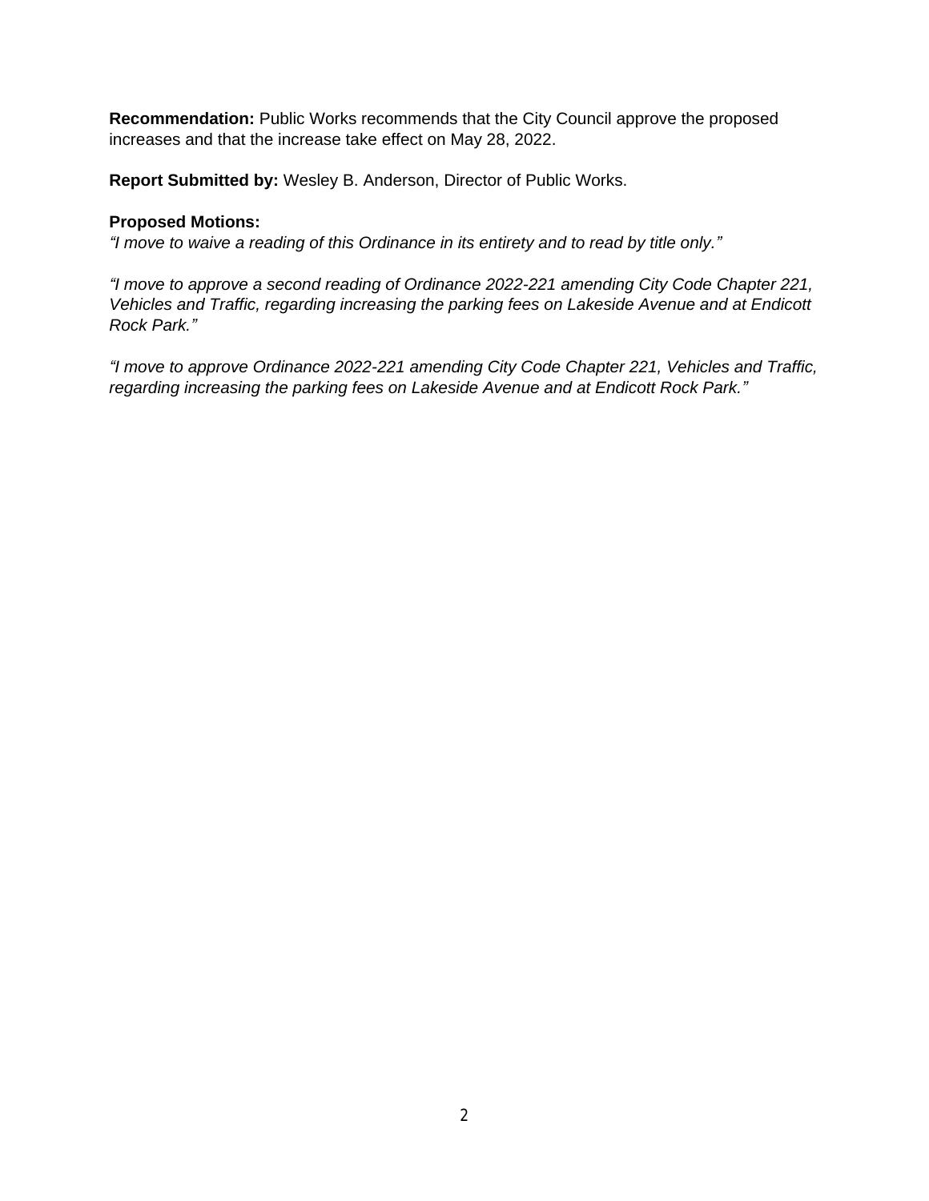**Recommendation:** Public Works recommends that the City Council approve the proposed increases and that the increase take effect on May 28, 2022.

**Report Submitted by:** Wesley B. Anderson, Director of Public Works.

**Proposed Motions:**

*"I move to waive a reading of this Ordinance in its entirety and to read by title only."*

*"I move to approve a second reading of Ordinance 2022-221 amending City Code Chapter 221, Vehicles and Traffic, regarding increasing the parking fees on Lakeside Avenue and at Endicott Rock Park."*

*"I move to approve Ordinance 2022-221 amending City Code Chapter 221, Vehicles and Traffic, regarding increasing the parking fees on Lakeside Avenue and at Endicott Rock Park."*